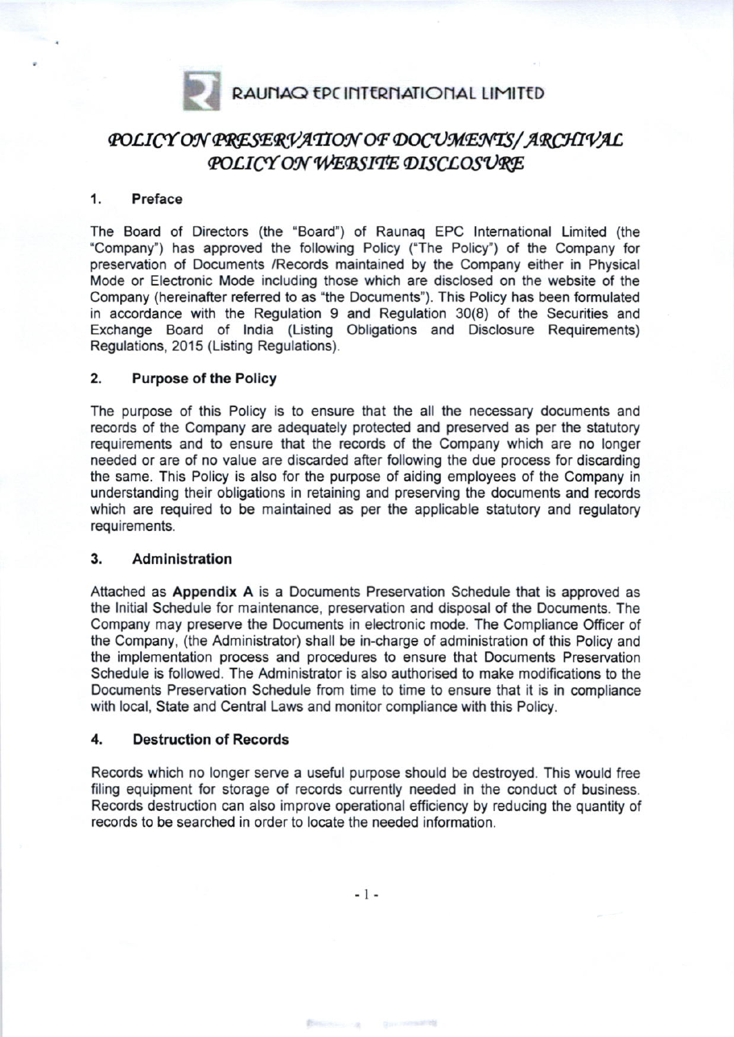RAUNAQ EPC INTERNATIONAL LIMITED

# POLICY ON PRESERVATION OF DOCUMENTS/ ARCHIVAL POLICY ON WEBSITE DISCLOSURE

## 1. Preface

The Board of Directors (the "Board") of Raunaq EPC International Limited (the "Company") has approved the following Policy ("The Policy") of the Company for preservation of Documents /Records maintained by the Company either in Physical Mode or Electronic Mode including those which are disclosed on the website of the Company (hereinafter referred to as "the Documents"). This Policy has been formulated in accordance with the Regulation 9 and Regulation 30(8) of the Securities and Exchange Board of India (Listing Obligations and Disclosure Requirements) Regulations, 2015 (Listing Regulations).

## 2. Purpose of the Policy

The purpose of this Policy is to ensure that the all the necessary documents and records of the Company are adequately protected and preserved as per the statutory requirements and to ensure that the records of the Company which are no longer needed or are of no value are discarded after following the due process for discarding the same. This Policy is also for the purpose of aiding employees of the Company in understanding their obligations in retaining and preserving the documents and records which are required to be maintained as per the applicable statutory and regulatory requirements.

## 3. Administration

Attached as **Appendix A** is a Documents Preservation Schedule that is approved as the Initial Schedule for maintenance, preservation and disposal of the Documents. The Company may preserve the Documents in electronic mode. The Compliance Officer of the Company, (the Administrator) shall be in-charge of administration of this Policy and the implementation process and procedures to ensure that Documents Preservation Schedule is followed. The Administrator is also authorised to make modifications to the Documents Preservation Schedule from time to time to ensure that it is in compliance with local, State and Central Laws and monitor compliance with this Policy.

## 4. Destruction of Records

Records which no longer serve a useful purpose should be destroyed. This would free filing equipment for storage of records currently needed in the conduct of business. Records destruction can also improve operational efficiency by reducing the quantity of records to be searched in order to locate the needed information.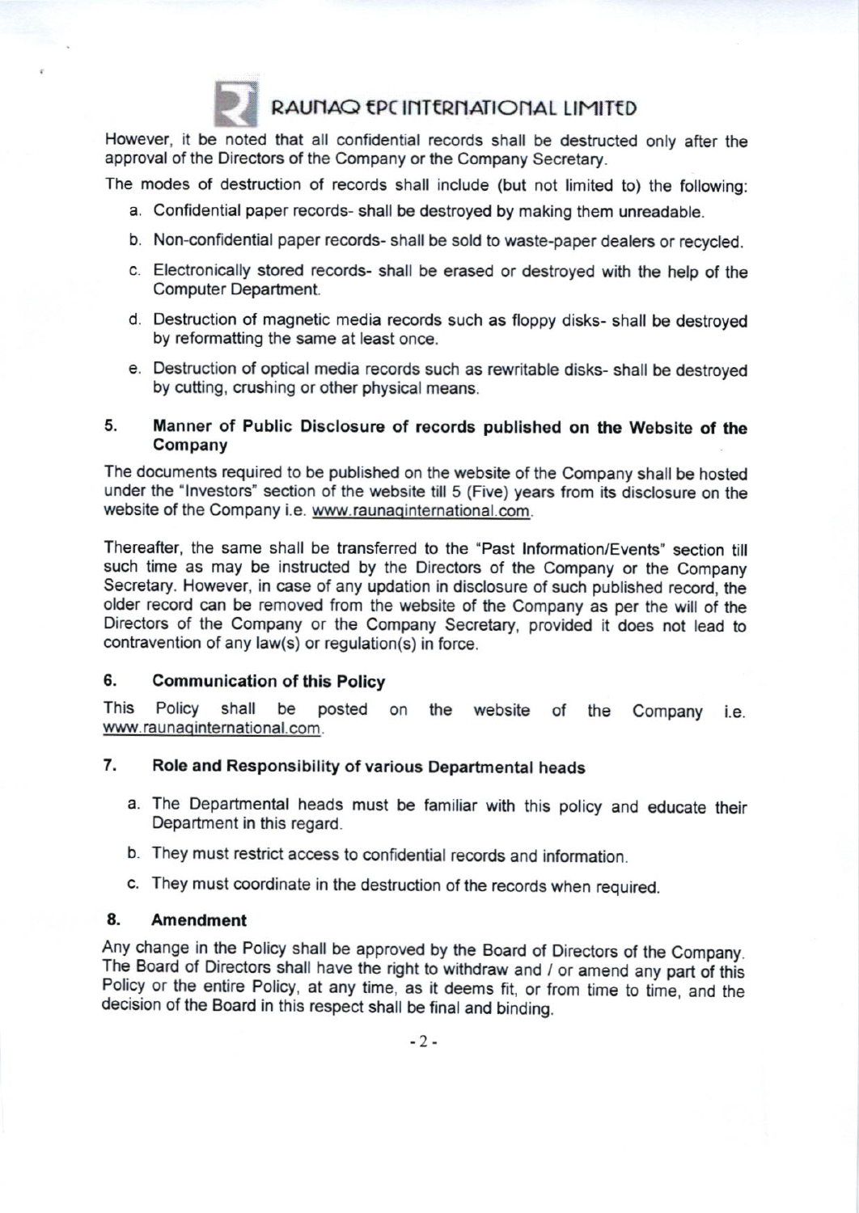However, it be noted that all confidential records shall be destructed only after the approval of the Directors of the Company or the Company Secretary.

The modes of destruction of records shall include (but not limited to) the following:

a. Confidential paper records- shall be destroyed by making them unreadable.

b. Non-confidential paper records- shall be sold to waste-paper dealers or recycled.

c. Electronically stored records- shall be erased or destroyed with the help of the Computer Department.

d. Destruction of magnetic media records such as floppy disks- shall be destroyed by reformatting the same at least once.

e. Destruction of optical media records such as rewritable disks- shall be destroyed by cutting, crushing or other physical means.

## 5. Manner of Public Disclosure of records published on the Website of the Company

The documents required to be published on the website of the Company shall be hosted under the "Investors" section of the website till 5 (Five) years from its disclosure on the website of the Company i.e. www.raunaqinternational.com.

Thereafter, the same shall be transferred to the "Past Information/Events" section till such time as may be instructed by the Directors of the Company or the Company Secretary. However, in case of any updation in disclosure of such published record, the older record can be removed from the website of the Company as per the will of the Directors of the Company or the Company Secretary, provided it does not lead to contravention of any law(s) or regulation(s) in force.

## 6. Communication of this Policy

This Policy shall be posted on the website of the Company i.e. www.raunaqinternational.com.

## 7. Role and Responsibility of various Departmental heads

a. The Departmental heads must be familiar with this policy and educate their Department in this regard.

b. They must restrict access to confidential records and information.

c. They must coordinate in the destruction of the records when required.

## 8. Amendment

Any change in the Policy shall be approved by the Board of Directors of the Company. The Board of Directors shall have the right to withdraw and / or amend any part of this Policy or the entire Policy, at any time, as it deems fit, or from time to time, and the decision of the Board in this respect shall be final and binding.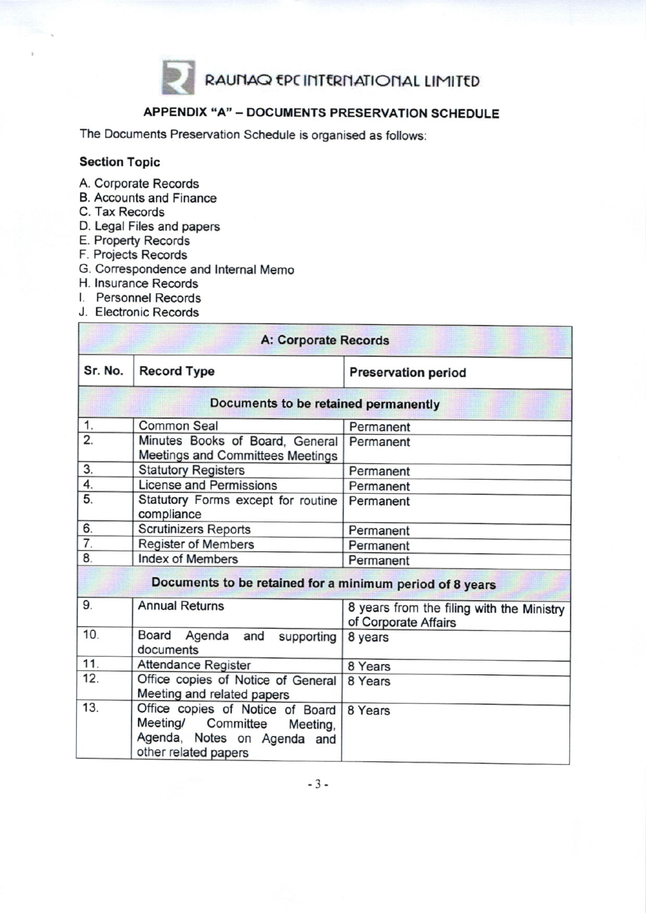RAUNAQ EPC INTERNATIONAL LIMITED

## APPENDIX "A" – DOCUMENTS PRESERVATION SCHEDULE

The Documents Preservation Schedule is organised as follows:

**Section Topic**

A. Corporate Records
B. Accounts and Finance
C. Tax Records
D. Legal Files and papers
E. Property Records
F. Projects Records
G. Correspondence and Internal Memo
H. Insurance Records
I. Personnel Records
J. Electronic Records

| A: Corporate Records | | |
|---|---|---|
| **Sr. No.** | **Record Type** | **Preservation period** |
| **Documents to be retained permanently** | | |
| 1. | Common Seal | Permanent |
| 2. | Minutes Books of Board, General Meetings and Committees Meetings | Permanent |
| 3. | Statutory Registers | Permanent |
| 4. | License and Permissions | Permanent |
| 5. | Statutory Forms except for routine compliance | Permanent |
| 6. | Scrutinizers Reports | Permanent |
| 7. | Register of Members | Permanent |
| 8. | Index of Members | Permanent |
| **Documents to be retained for a minimum period of 8 years** | | |
| 9. | Annual Returns | 8 years from the filing with the Ministry of Corporate Affairs |
| 10. | Board Agenda and supporting documents | 8 years |
| 11. | Attendance Register | 8 Years |
| 12. | Office copies of Notice of General Meeting and related papers | 8 Years |
| 13. | Office copies of Notice of Board Meeting/ Committee Meeting, Agenda, Notes on Agenda and other related papers | 8 Years |